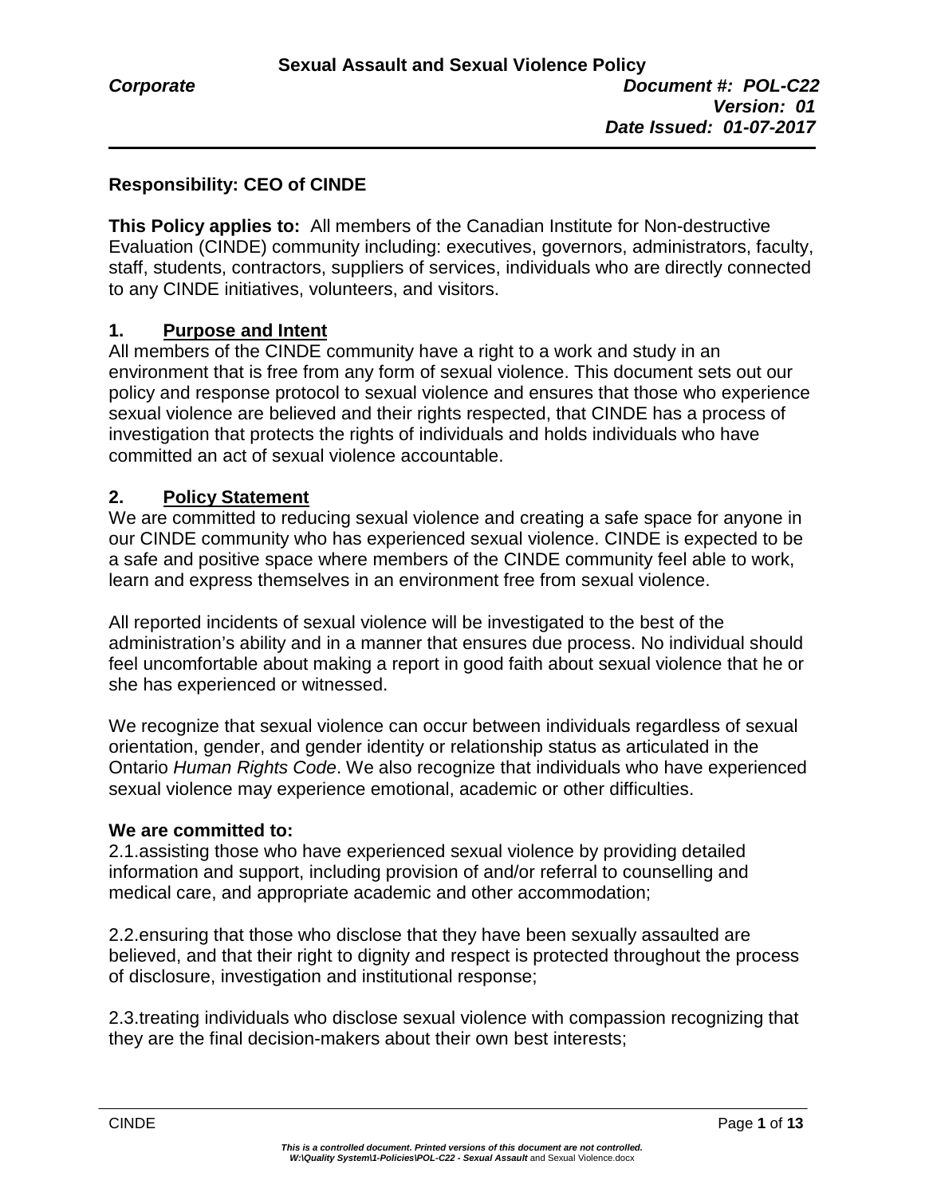# Sexual Assault and Sexual Violence Policy

***Corporate*** ***Document #: POL-C22***
***Version: 01***
***Date Issued: 01-07-2017***

**Responsibility: CEO of CINDE**

**This Policy applies to:** All members of the Canadian Institute for Non-destructive Evaluation (CINDE) community including: executives, governors, administrators, faculty, staff, students, contractors, suppliers of services, individuals who are directly connected to any CINDE initiatives, volunteers, and visitors.

## 1. Purpose and Intent

All members of the CINDE community have a right to a work and study in an environment that is free from any form of sexual violence. This document sets out our policy and response protocol to sexual violence and ensures that those who experience sexual violence are believed and their rights respected, that CINDE has a process of investigation that protects the rights of individuals and holds individuals who have committed an act of sexual violence accountable.

## 2. Policy Statement

We are committed to reducing sexual violence and creating a safe space for anyone in our CINDE community who has experienced sexual violence. CINDE is expected to be a safe and positive space where members of the CINDE community feel able to work, learn and express themselves in an environment free from sexual violence.

All reported incidents of sexual violence will be investigated to the best of the administration's ability and in a manner that ensures due process. No individual should feel uncomfortable about making a report in good faith about sexual violence that he or she has experienced or witnessed.

We recognize that sexual violence can occur between individuals regardless of sexual orientation, gender, and gender identity or relationship status as articulated in the Ontario *Human Rights Code*. We also recognize that individuals who have experienced sexual violence may experience emotional, academic or other difficulties.

**We are committed to:**

2.1.assisting those who have experienced sexual violence by providing detailed information and support, including provision of and/or referral to counselling and medical care, and appropriate academic and other accommodation;

2.2.ensuring that those who disclose that they have been sexually assaulted are believed, and that their right to dignity and respect is protected throughout the process of disclosure, investigation and institutional response;

2.3.treating individuals who disclose sexual violence with compassion recognizing that they are the final decision-makers about their own best interests;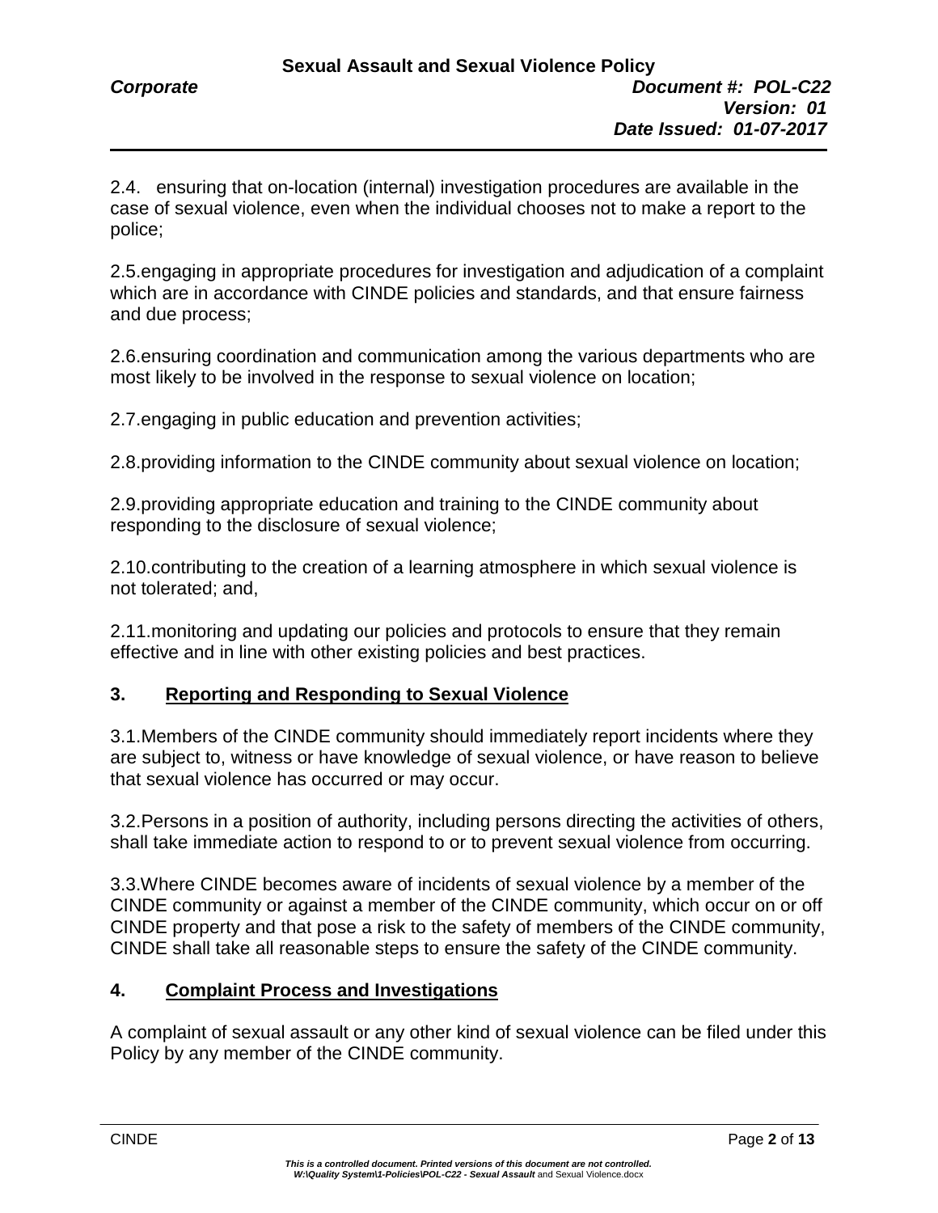2.4. ensuring that on-location (internal) investigation procedures are available in the case of sexual violence, even when the individual chooses not to make a report to the police;

2.5.engaging in appropriate procedures for investigation and adjudication of a complaint which are in accordance with CINDE policies and standards, and that ensure fairness and due process;

2.6.ensuring coordination and communication among the various departments who are most likely to be involved in the response to sexual violence on location;

2.7.engaging in public education and prevention activities;

2.8.providing information to the CINDE community about sexual violence on location;

2.9.providing appropriate education and training to the CINDE community about responding to the disclosure of sexual violence;

2.10.contributing to the creation of a learning atmosphere in which sexual violence is not tolerated; and,

2.11.monitoring and updating our policies and protocols to ensure that they remain effective and in line with other existing policies and best practices.

## 3. Reporting and Responding to Sexual Violence

3.1.Members of the CINDE community should immediately report incidents where they are subject to, witness or have knowledge of sexual violence, or have reason to believe that sexual violence has occurred or may occur.

3.2.Persons in a position of authority, including persons directing the activities of others, shall take immediate action to respond to or to prevent sexual violence from occurring.

3.3.Where CINDE becomes aware of incidents of sexual violence by a member of the CINDE community or against a member of the CINDE community, which occur on or off CINDE property and that pose a risk to the safety of members of the CINDE community, CINDE shall take all reasonable steps to ensure the safety of the CINDE community.

## 4. Complaint Process and Investigations

A complaint of sexual assault or any other kind of sexual violence can be filed under this Policy by any member of the CINDE community.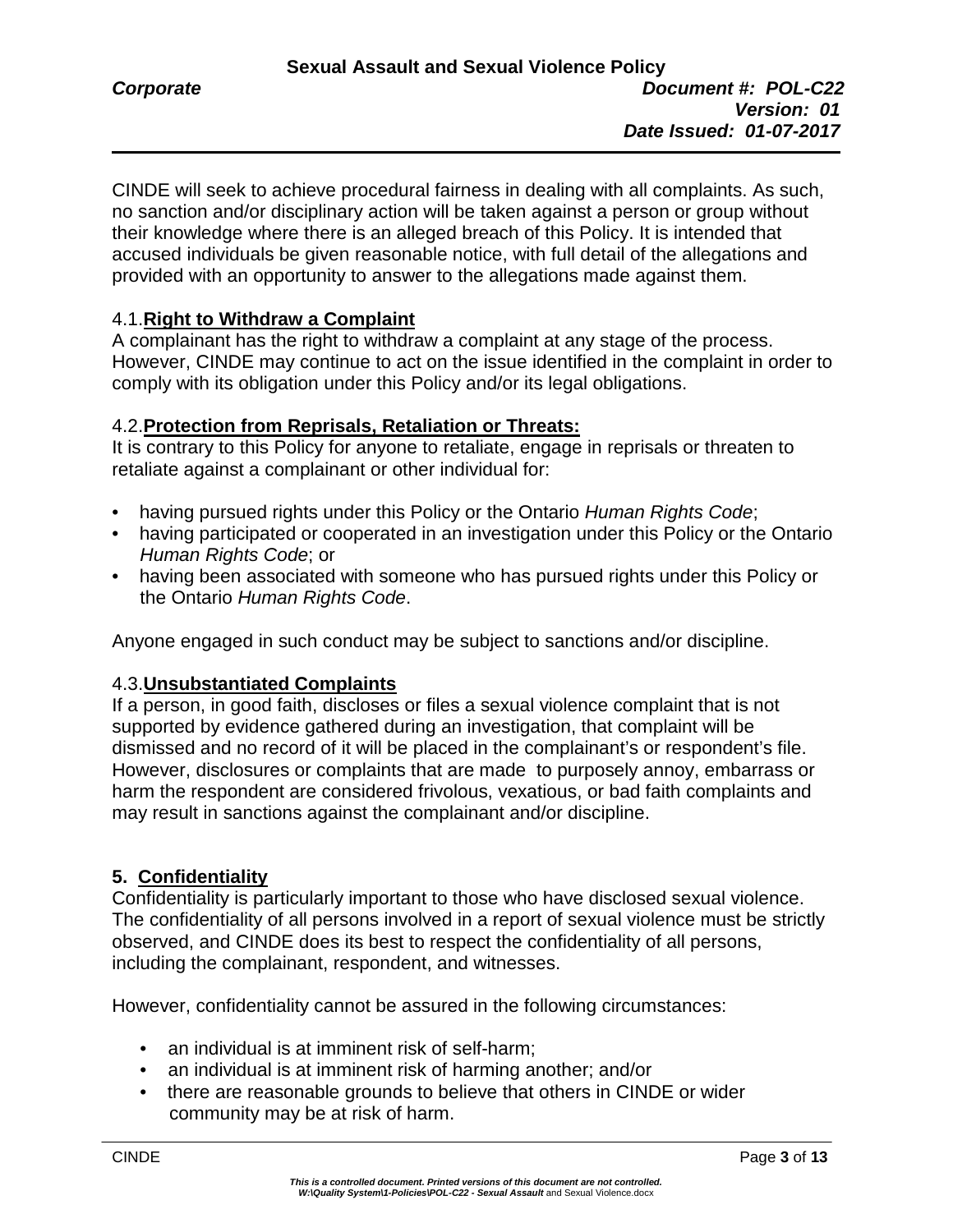CINDE will seek to achieve procedural fairness in dealing with all complaints. As such, no sanction and/or disciplinary action will be taken against a person or group without their knowledge where there is an alleged breach of this Policy. It is intended that accused individuals be given reasonable notice, with full detail of the allegations and provided with an opportunity to answer to the allegations made against them.

### 4.1. **Right to Withdraw a Complaint**

A complainant has the right to withdraw a complaint at any stage of the process. However, CINDE may continue to act on the issue identified in the complaint in order to comply with its obligation under this Policy and/or its legal obligations.

### 4.2. **Protection from Reprisals, Retaliation or Threats:**

It is contrary to this Policy for anyone to retaliate, engage in reprisals or threaten to retaliate against a complainant or other individual for:

- having pursued rights under this Policy or the Ontario *Human Rights Code*;
- having participated or cooperated in an investigation under this Policy or the Ontario *Human Rights Code*; or
- having been associated with someone who has pursued rights under this Policy or the Ontario *Human Rights Code*.

Anyone engaged in such conduct may be subject to sanctions and/or discipline.

### 4.3. **Unsubstantiated Complaints**

If a person, in good faith, discloses or files a sexual violence complaint that is not supported by evidence gathered during an investigation, that complaint will be dismissed and no record of it will be placed in the complainant's or respondent's file. However, disclosures or complaints that are made to purposely annoy, embarrass or harm the respondent are considered frivolous, vexatious, or bad faith complaints and may result in sanctions against the complainant and/or discipline.

## 5. Confidentiality

Confidentiality is particularly important to those who have disclosed sexual violence. The confidentiality of all persons involved in a report of sexual violence must be strictly observed, and CINDE does its best to respect the confidentiality of all persons, including the complainant, respondent, and witnesses.

However, confidentiality cannot be assured in the following circumstances:

- an individual is at imminent risk of self-harm;
- an individual is at imminent risk of harming another; and/or
- there are reasonable grounds to believe that others in CINDE or wider community may be at risk of harm.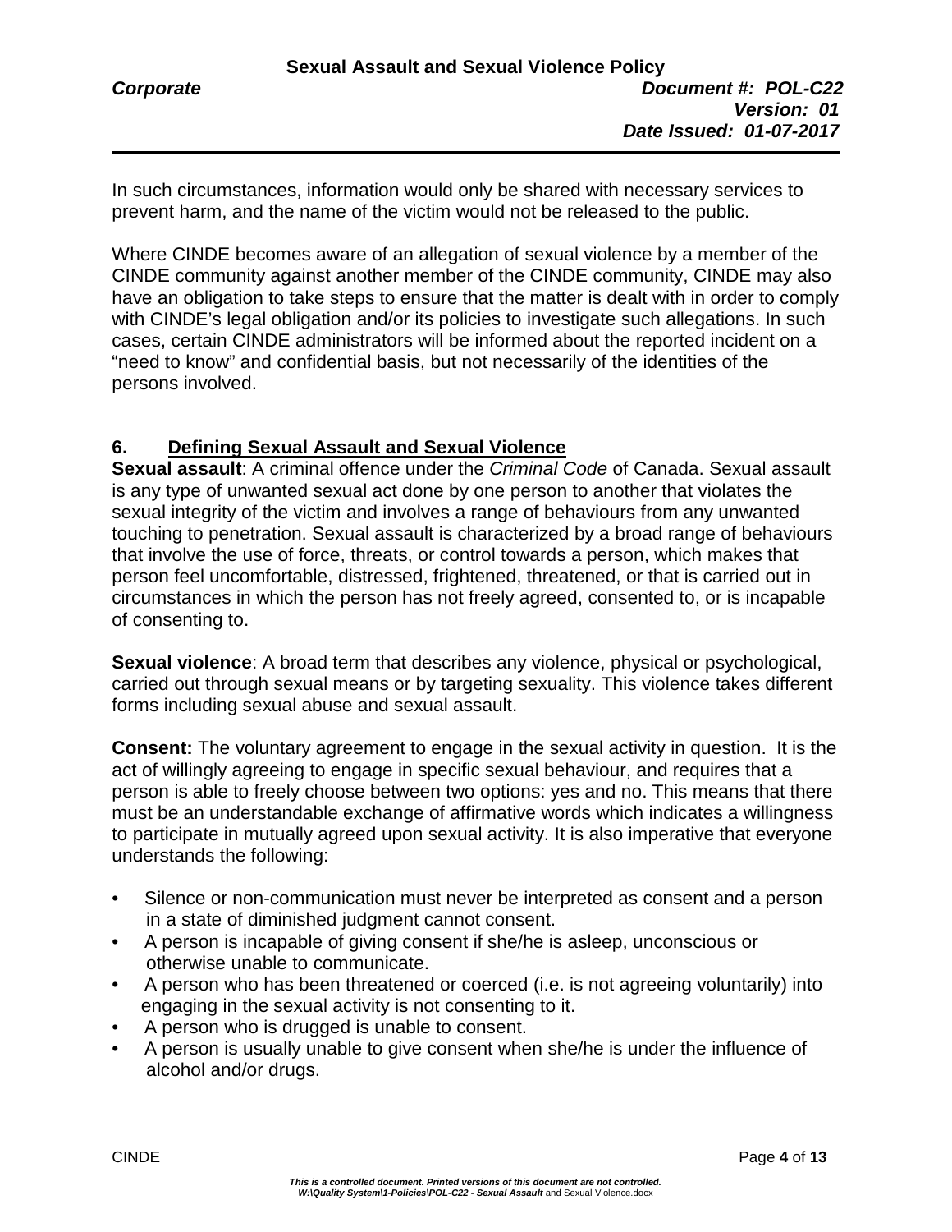In such circumstances, information would only be shared with necessary services to prevent harm, and the name of the victim would not be released to the public.

Where CINDE becomes aware of an allegation of sexual violence by a member of the CINDE community against another member of the CINDE community, CINDE may also have an obligation to take steps to ensure that the matter is dealt with in order to comply with CINDE's legal obligation and/or its policies to investigate such allegations. In such cases, certain CINDE administrators will be informed about the reported incident on a "need to know" and confidential basis, but not necessarily of the identities of the persons involved.

## 6. Defining Sexual Assault and Sexual Violence

**Sexual assault**: A criminal offence under the *Criminal Code* of Canada. Sexual assault is any type of unwanted sexual act done by one person to another that violates the sexual integrity of the victim and involves a range of behaviours from any unwanted touching to penetration. Sexual assault is characterized by a broad range of behaviours that involve the use of force, threats, or control towards a person, which makes that person feel uncomfortable, distressed, frightened, threatened, or that is carried out in circumstances in which the person has not freely agreed, consented to, or is incapable of consenting to.

**Sexual violence**: A broad term that describes any violence, physical or psychological, carried out through sexual means or by targeting sexuality. This violence takes different forms including sexual abuse and sexual assault.

**Consent:** The voluntary agreement to engage in the sexual activity in question. It is the act of willingly agreeing to engage in specific sexual behaviour, and requires that a person is able to freely choose between two options: yes and no. This means that there must be an understandable exchange of affirmative words which indicates a willingness to participate in mutually agreed upon sexual activity. It is also imperative that everyone understands the following:

- Silence or non-communication must never be interpreted as consent and a person in a state of diminished judgment cannot consent.
- A person is incapable of giving consent if she/he is asleep, unconscious or otherwise unable to communicate.
- A person who has been threatened or coerced (i.e. is not agreeing voluntarily) into engaging in the sexual activity is not consenting to it.
- A person who is drugged is unable to consent.
- A person is usually unable to give consent when she/he is under the influence of alcohol and/or drugs.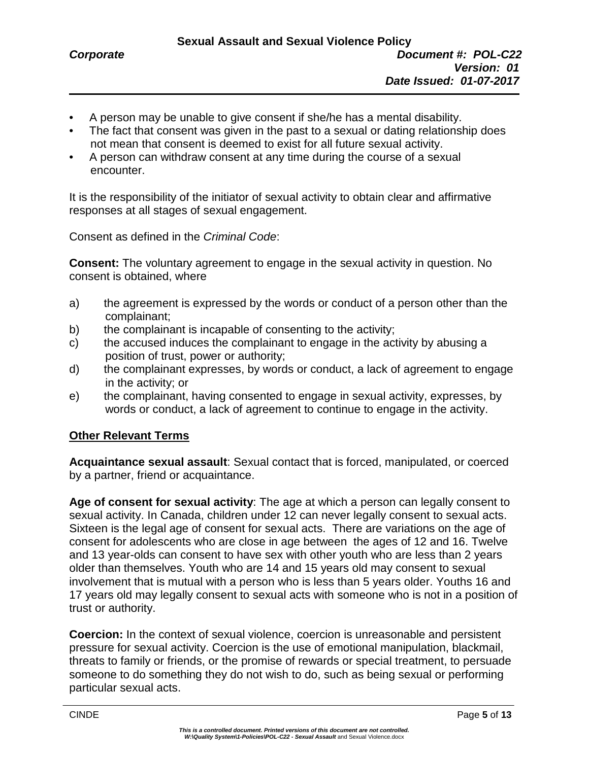- A person may be unable to give consent if she/he has a mental disability.
- The fact that consent was given in the past to a sexual or dating relationship does not mean that consent is deemed to exist for all future sexual activity.
- A person can withdraw consent at any time during the course of a sexual encounter.

It is the responsibility of the initiator of sexual activity to obtain clear and affirmative responses at all stages of sexual engagement.

Consent as defined in the *Criminal Code*:

**Consent:** The voluntary agreement to engage in the sexual activity in question. No consent is obtained, where

a) the agreement is expressed by the words or conduct of a person other than the complainant;
b) the complainant is incapable of consenting to the activity;
c) the accused induces the complainant to engage in the activity by abusing a position of trust, power or authority;
d) the complainant expresses, by words or conduct, a lack of agreement to engage in the activity; or
e) the complainant, having consented to engage in sexual activity, expresses, by words or conduct, a lack of agreement to continue to engage in the activity.

**Other Relevant Terms**

**Acquaintance sexual assault**: Sexual contact that is forced, manipulated, or coerced by a partner, friend or acquaintance.

**Age of consent for sexual activity**: The age at which a person can legally consent to sexual activity. In Canada, children under 12 can never legally consent to sexual acts. Sixteen is the legal age of consent for sexual acts. There are variations on the age of consent for adolescents who are close in age between the ages of 12 and 16. Twelve and 13 year-olds can consent to have sex with other youth who are less than 2 years older than themselves. Youth who are 14 and 15 years old may consent to sexual involvement that is mutual with a person who is less than 5 years older. Youths 16 and 17 years old may legally consent to sexual acts with someone who is not in a position of trust or authority.

**Coercion:** In the context of sexual violence, coercion is unreasonable and persistent pressure for sexual activity. Coercion is the use of emotional manipulation, blackmail, threats to family or friends, or the promise of rewards or special treatment, to persuade someone to do something they do not wish to do, such as being sexual or performing particular sexual acts.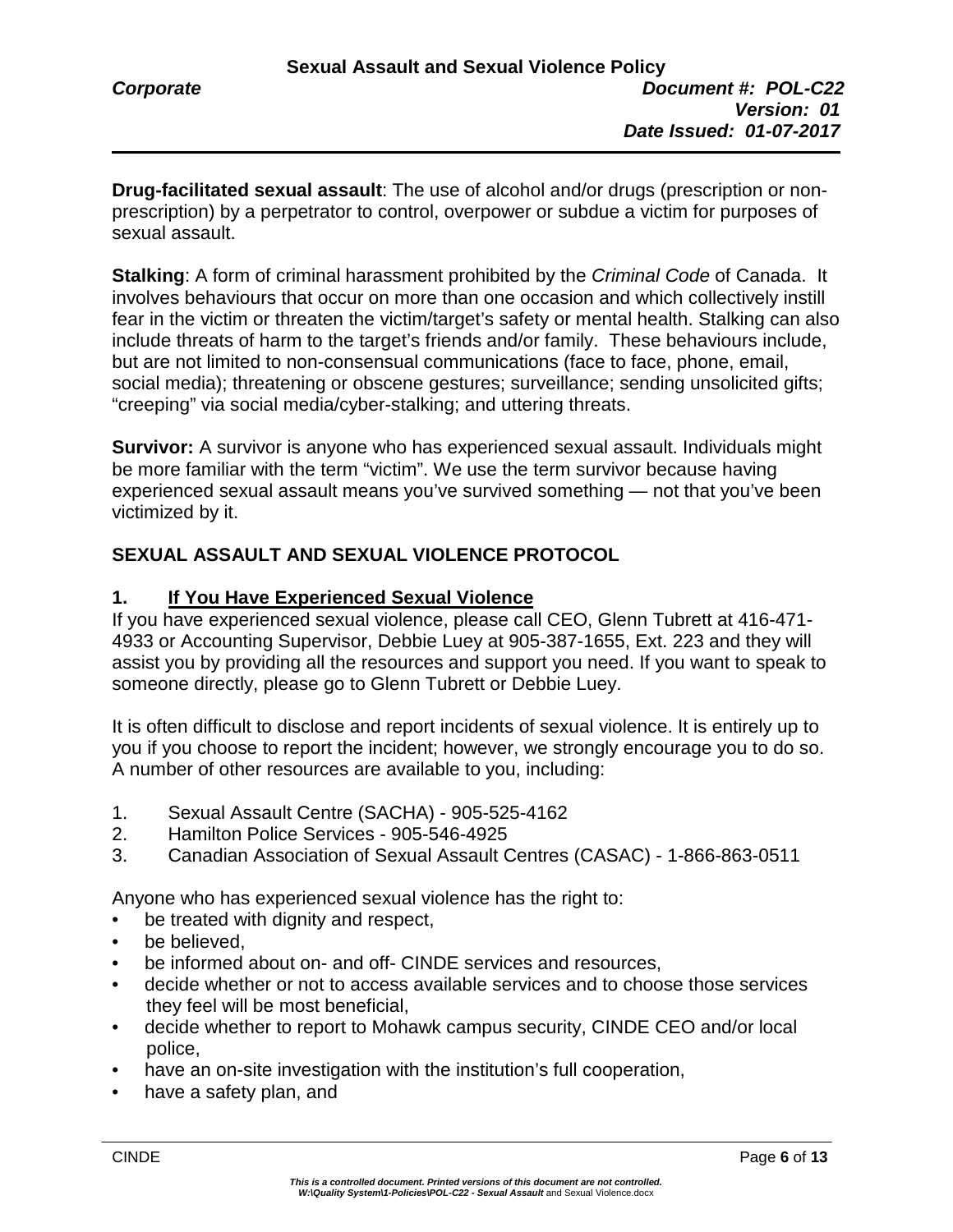**Drug-facilitated sexual assault**: The use of alcohol and/or drugs (prescription or non-prescription) by a perpetrator to control, overpower or subdue a victim for purposes of sexual assault.

**Stalking**: A form of criminal harassment prohibited by the *Criminal Code* of Canada. It involves behaviours that occur on more than one occasion and which collectively instill fear in the victim or threaten the victim/target's safety or mental health. Stalking can also include threats of harm to the target's friends and/or family. These behaviours include, but are not limited to non-consensual communications (face to face, phone, email, social media); threatening or obscene gestures; surveillance; sending unsolicited gifts; "creeping" via social media/cyber-stalking; and uttering threats.

**Survivor:** A survivor is anyone who has experienced sexual assault. Individuals might be more familiar with the term "victim". We use the term survivor because having experienced sexual assault means you've survived something — not that you've been victimized by it.

## SEXUAL ASSAULT AND SEXUAL VIOLENCE PROTOCOL

### 1. If You Have Experienced Sexual Violence

If you have experienced sexual violence, please call CEO, Glenn Tubrett at 416-471-4933 or Accounting Supervisor, Debbie Luey at 905-387-1655, Ext. 223 and they will assist you by providing all the resources and support you need. If you want to speak to someone directly, please go to Glenn Tubrett or Debbie Luey.

It is often difficult to disclose and report incidents of sexual violence. It is entirely up to you if you choose to report the incident; however, we strongly encourage you to do so. A number of other resources are available to you, including:

1. Sexual Assault Centre (SACHA) - 905-525-4162
2. Hamilton Police Services - 905-546-4925
3. Canadian Association of Sexual Assault Centres (CASAC) - 1-866-863-0511

Anyone who has experienced sexual violence has the right to:

- be treated with dignity and respect,
- be believed,
- be informed about on- and off- CINDE services and resources,
- decide whether or not to access available services and to choose those services they feel will be most beneficial,
- decide whether to report to Mohawk campus security, CINDE CEO and/or local police,
- have an on-site investigation with the institution's full cooperation,
- have a safety plan, and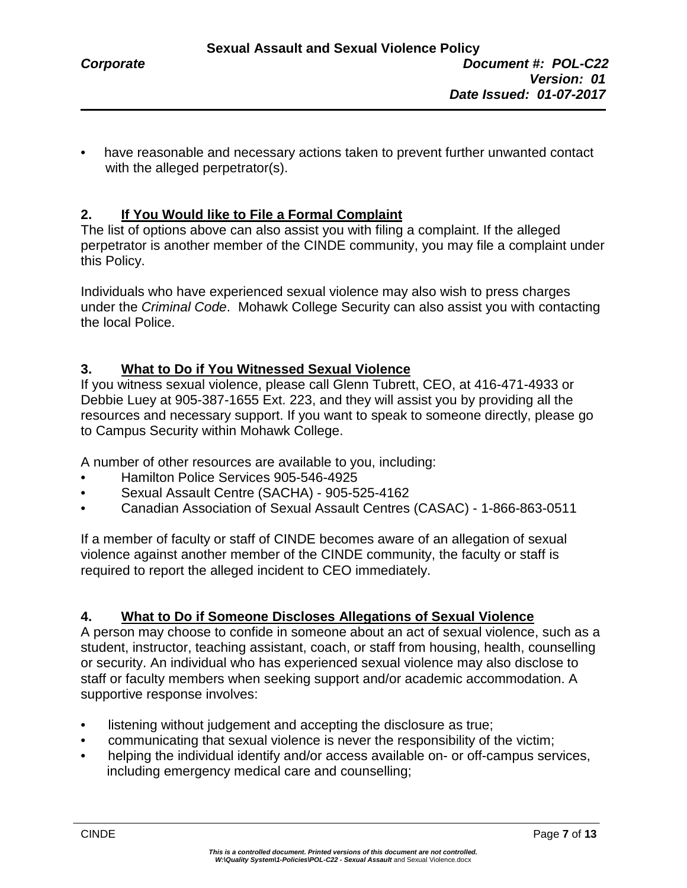- have reasonable and necessary actions taken to prevent further unwanted contact with the alleged perpetrator(s).

## 2. If You Would like to File a Formal Complaint

The list of options above can also assist you with filing a complaint. If the alleged perpetrator is another member of the CINDE community, you may file a complaint under this Policy.

Individuals who have experienced sexual violence may also wish to press charges under the *Criminal Code*. Mohawk College Security can also assist you with contacting the local Police.

## 3. What to Do if You Witnessed Sexual Violence

If you witness sexual violence, please call Glenn Tubrett, CEO, at 416-471-4933 or Debbie Luey at 905-387-1655 Ext. 223, and they will assist you by providing all the resources and necessary support. If you want to speak to someone directly, please go to Campus Security within Mohawk College.

A number of other resources are available to you, including:

- Hamilton Police Services 905-546-4925
- Sexual Assault Centre (SACHA) - 905-525-4162
- Canadian Association of Sexual Assault Centres (CASAC) - 1-866-863-0511

If a member of faculty or staff of CINDE becomes aware of an allegation of sexual violence against another member of the CINDE community, the faculty or staff is required to report the alleged incident to CEO immediately.

## 4. What to Do if Someone Discloses Allegations of Sexual Violence

A person may choose to confide in someone about an act of sexual violence, such as a student, instructor, teaching assistant, coach, or staff from housing, health, counselling or security. An individual who has experienced sexual violence may also disclose to staff or faculty members when seeking support and/or academic accommodation. A supportive response involves:

- listening without judgement and accepting the disclosure as true;
- communicating that sexual violence is never the responsibility of the victim;
- helping the individual identify and/or access available on- or off-campus services, including emergency medical care and counselling;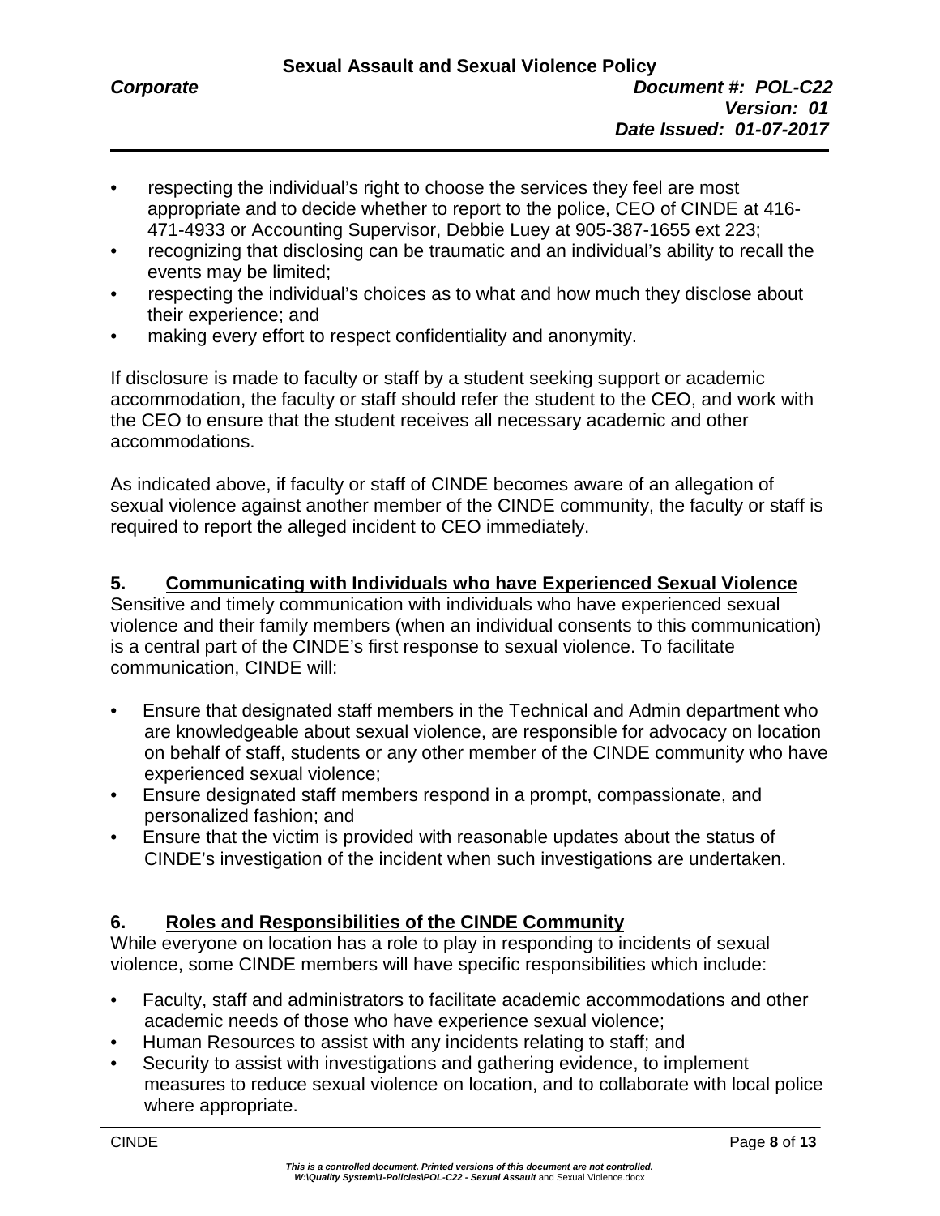- respecting the individual's right to choose the services they feel are most appropriate and to decide whether to report to the police, CEO of CINDE at 416-471-4933 or Accounting Supervisor, Debbie Luey at 905-387-1655 ext 223;
- recognizing that disclosing can be traumatic and an individual's ability to recall the events may be limited;
- respecting the individual's choices as to what and how much they disclose about their experience; and
- making every effort to respect confidentiality and anonymity.

If disclosure is made to faculty or staff by a student seeking support or academic accommodation, the faculty or staff should refer the student to the CEO, and work with the CEO to ensure that the student receives all necessary academic and other accommodations.

As indicated above, if faculty or staff of CINDE becomes aware of an allegation of sexual violence against another member of the CINDE community, the faculty or staff is required to report the alleged incident to CEO immediately.

## 5. Communicating with Individuals who have Experienced Sexual Violence

Sensitive and timely communication with individuals who have experienced sexual violence and their family members (when an individual consents to this communication) is a central part of the CINDE's first response to sexual violence. To facilitate communication, CINDE will:

- Ensure that designated staff members in the Technical and Admin department who are knowledgeable about sexual violence, are responsible for advocacy on location on behalf of staff, students or any other member of the CINDE community who have experienced sexual violence;
- Ensure designated staff members respond in a prompt, compassionate, and personalized fashion; and
- Ensure that the victim is provided with reasonable updates about the status of CINDE's investigation of the incident when such investigations are undertaken.

## 6. Roles and Responsibilities of the CINDE Community

While everyone on location has a role to play in responding to incidents of sexual violence, some CINDE members will have specific responsibilities which include:

- Faculty, staff and administrators to facilitate academic accommodations and other academic needs of those who have experience sexual violence;
- Human Resources to assist with any incidents relating to staff; and
- Security to assist with investigations and gathering evidence, to implement measures to reduce sexual violence on location, and to collaborate with local police where appropriate.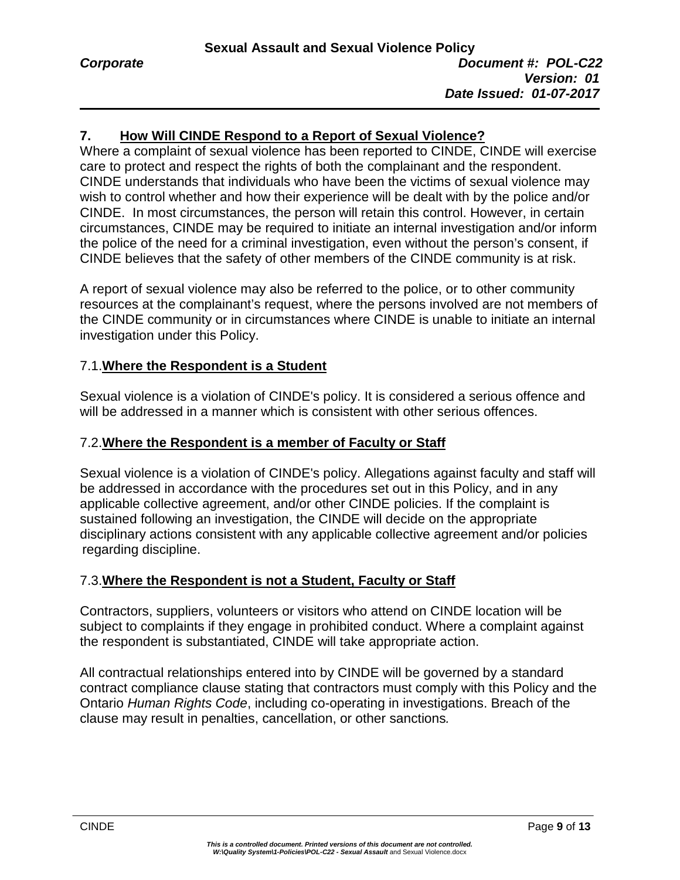## 7. How Will CINDE Respond to a Report of Sexual Violence?

Where a complaint of sexual violence has been reported to CINDE, CINDE will exercise care to protect and respect the rights of both the complainant and the respondent. CINDE understands that individuals who have been the victims of sexual violence may wish to control whether and how their experience will be dealt with by the police and/or CINDE. In most circumstances, the person will retain this control. However, in certain circumstances, CINDE may be required to initiate an internal investigation and/or inform the police of the need for a criminal investigation, even without the person's consent, if CINDE believes that the safety of other members of the CINDE community is at risk.

A report of sexual violence may also be referred to the police, or to other community resources at the complainant's request, where the persons involved are not members of the CINDE community or in circumstances where CINDE is unable to initiate an internal investigation under this Policy.

### 7.1. Where the Respondent is a Student

Sexual violence is a violation of CINDE's policy. It is considered a serious offence and will be addressed in a manner which is consistent with other serious offences.

### 7.2. Where the Respondent is a member of Faculty or Staff

Sexual violence is a violation of CINDE's policy. Allegations against faculty and staff will be addressed in accordance with the procedures set out in this Policy, and in any applicable collective agreement, and/or other CINDE policies. If the complaint is sustained following an investigation, the CINDE will decide on the appropriate disciplinary actions consistent with any applicable collective agreement and/or policies regarding discipline.

### 7.3. Where the Respondent is not a Student, Faculty or Staff

Contractors, suppliers, volunteers or visitors who attend on CINDE location will be subject to complaints if they engage in prohibited conduct. Where a complaint against the respondent is substantiated, CINDE will take appropriate action.

All contractual relationships entered into by CINDE will be governed by a standard contract compliance clause stating that contractors must comply with this Policy and the Ontario *Human Rights Code*, including co-operating in investigations. Breach of the clause may result in penalties, cancellation, or other sanctions.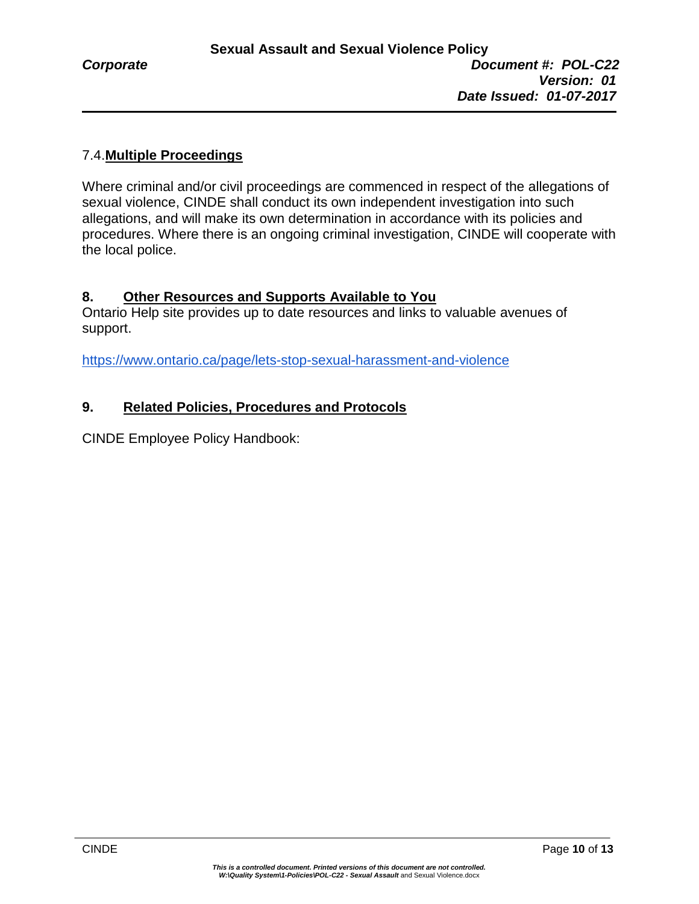### 7.4. **Multiple Proceedings**

Where criminal and/or civil proceedings are commenced in respect of the allegations of sexual violence, CINDE shall conduct its own independent investigation into such allegations, and will make its own determination in accordance with its policies and procedures. Where there is an ongoing criminal investigation, CINDE will cooperate with the local police.

## 8. Other Resources and Supports Available to You

Ontario Help site provides up to date resources and links to valuable avenues of support.

https://www.ontario.ca/page/lets-stop-sexual-harassment-and-violence

## 9. Related Policies, Procedures and Protocols

CINDE Employee Policy Handbook: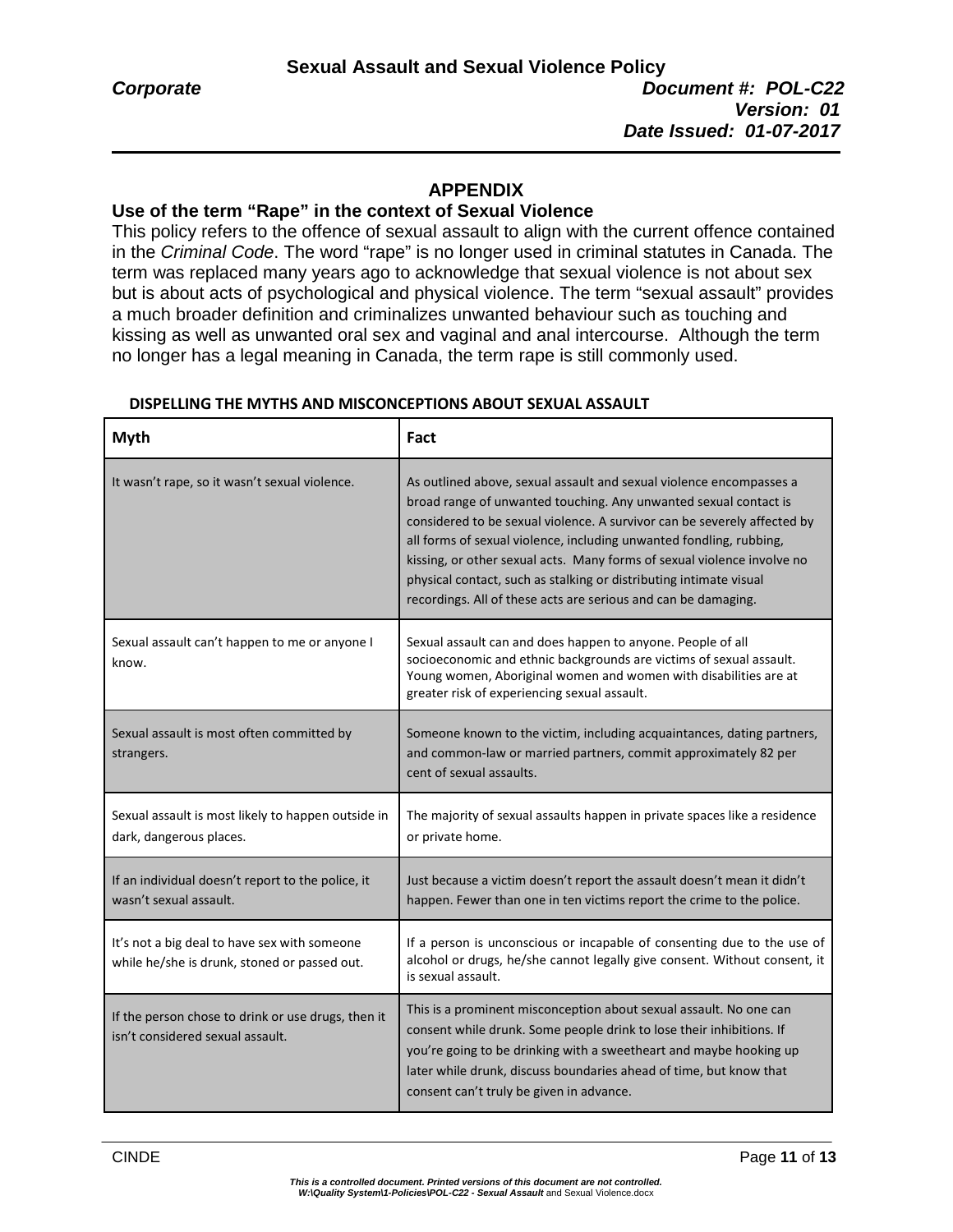## APPENDIX

### Use of the term "Rape" in the context of Sexual Violence

This policy refers to the offence of sexual assault to align with the current offence contained in the *Criminal Code*. The word "rape" is no longer used in criminal statutes in Canada. The term was replaced many years ago to acknowledge that sexual violence is not about sex but is about acts of psychological and physical violence. The term "sexual assault" provides a much broader definition and criminalizes unwanted behaviour such as touching and kissing as well as unwanted oral sex and vaginal and anal intercourse. Although the term no longer has a legal meaning in Canada, the term rape is still commonly used.

**DISPELLING THE MYTHS AND MISCONCEPTIONS ABOUT SEXUAL ASSAULT**

| Myth | Fact |
|---|---|
| It wasn't rape, so it wasn't sexual violence. | As outlined above, sexual assault and sexual violence encompasses a broad range of unwanted touching. Any unwanted sexual contact is considered to be sexual violence. A survivor can be severely affected by all forms of sexual violence, including unwanted fondling, rubbing, kissing, or other sexual acts. Many forms of sexual violence involve no physical contact, such as stalking or distributing intimate visual recordings. All of these acts are serious and can be damaging. |
| Sexual assault can't happen to me or anyone I know. | Sexual assault can and does happen to anyone. People of all socioeconomic and ethnic backgrounds are victims of sexual assault. Young women, Aboriginal women and women with disabilities are at greater risk of experiencing sexual assault. |
| Sexual assault is most often committed by strangers. | Someone known to the victim, including acquaintances, dating partners, and common-law or married partners, commit approximately 82 per cent of sexual assaults. |
| Sexual assault is most likely to happen outside in dark, dangerous places. | The majority of sexual assaults happen in private spaces like a residence or private home. |
| If an individual doesn't report to the police, it wasn't sexual assault. | Just because a victim doesn't report the assault doesn't mean it didn't happen. Fewer than one in ten victims report the crime to the police. |
| It's not a big deal to have sex with someone while he/she is drunk, stoned or passed out. | If a person is unconscious or incapable of consenting due to the use of alcohol or drugs, he/she cannot legally give consent. Without consent, it is sexual assault. |
| If the person chose to drink or use drugs, then it isn't considered sexual assault. | This is a prominent misconception about sexual assault. No one can consent while drunk. Some people drink to lose their inhibitions. If you're going to be drinking with a sweetheart and maybe hooking up later while drunk, discuss boundaries ahead of time, but know that consent can't truly be given in advance. |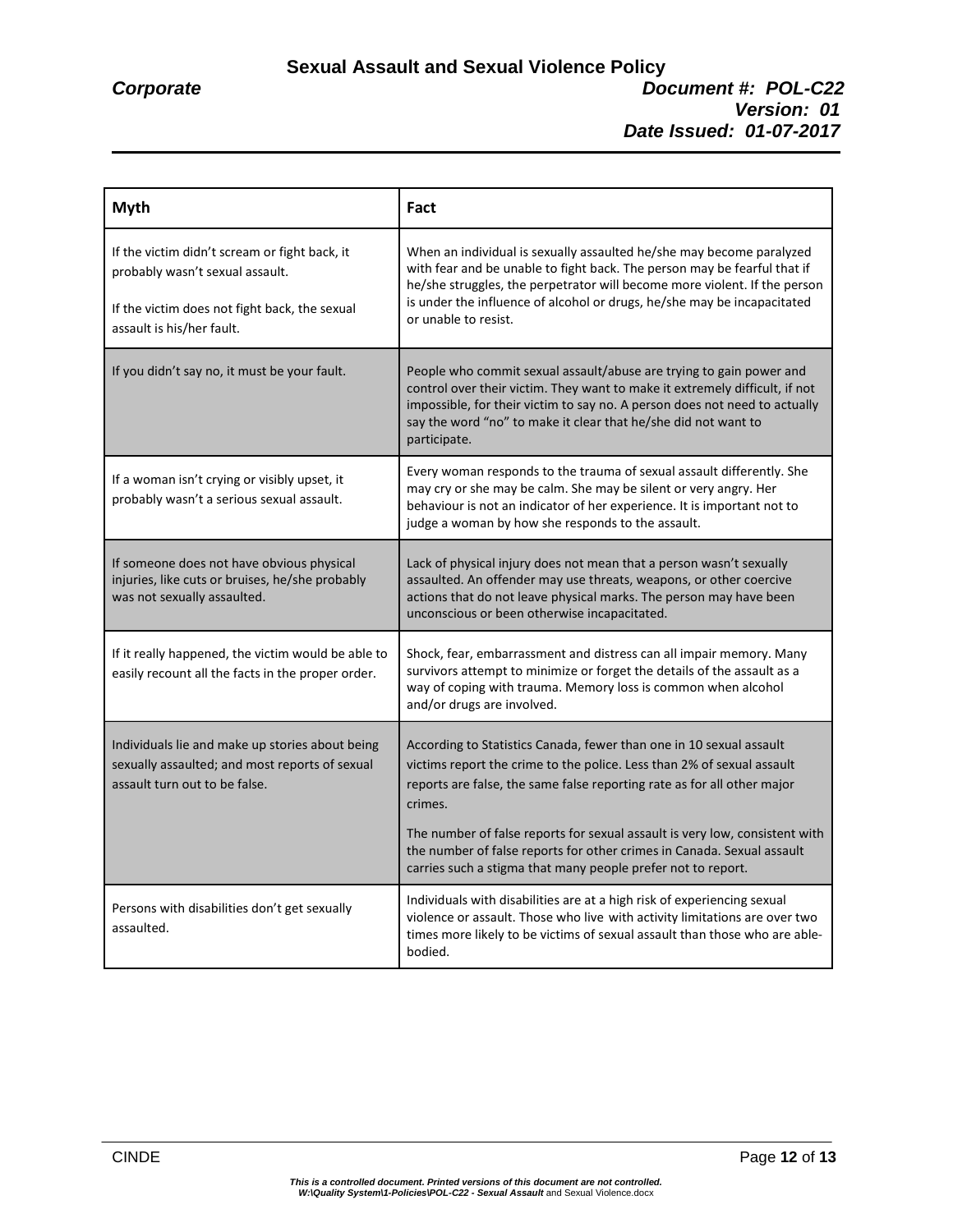| Myth | Fact |
|---|---|
| If the victim didn't scream or fight back, it probably wasn't sexual assault.<br><br>If the victim does not fight back, the sexual assault is his/her fault. | When an individual is sexually assaulted he/she may become paralyzed with fear and be unable to fight back. The person may be fearful that if he/she struggles, the perpetrator will become more violent. If the person is under the influence of alcohol or drugs, he/she may be incapacitated or unable to resist. |
| If you didn't say no, it must be your fault. | People who commit sexual assault/abuse are trying to gain power and control over their victim. They want to make it extremely difficult, if not impossible, for their victim to say no. A person does not need to actually say the word "no" to make it clear that he/she did not want to participate. |
| If a woman isn't crying or visibly upset, it probably wasn't a serious sexual assault. | Every woman responds to the trauma of sexual assault differently. She may cry or she may be calm. She may be silent or very angry. Her behaviour is not an indicator of her experience. It is important not to judge a woman by how she responds to the assault. |
| If someone does not have obvious physical injuries, like cuts or bruises, he/she probably was not sexually assaulted. | Lack of physical injury does not mean that a person wasn't sexually assaulted. An offender may use threats, weapons, or other coercive actions that do not leave physical marks. The person may have been unconscious or been otherwise incapacitated. |
| If it really happened, the victim would be able to easily recount all the facts in the proper order. | Shock, fear, embarrassment and distress can all impair memory. Many survivors attempt to minimize or forget the details of the assault as a way of coping with trauma. Memory loss is common when alcohol and/or drugs are involved. |
| Individuals lie and make up stories about being sexually assaulted; and most reports of sexual assault turn out to be false. | According to Statistics Canada, fewer than one in 10 sexual assault victims report the crime to the police. Less than 2% of sexual assault reports are false, the same false reporting rate as for all other major crimes.<br><br>The number of false reports for sexual assault is very low, consistent with the number of false reports for other crimes in Canada. Sexual assault carries such a stigma that many people prefer not to report. |
| Persons with disabilities don't get sexually assaulted. | Individuals with disabilities are at a high risk of experiencing sexual violence or assault. Those who live with activity limitations are over two times more likely to be victims of sexual assault than those who are able-bodied. |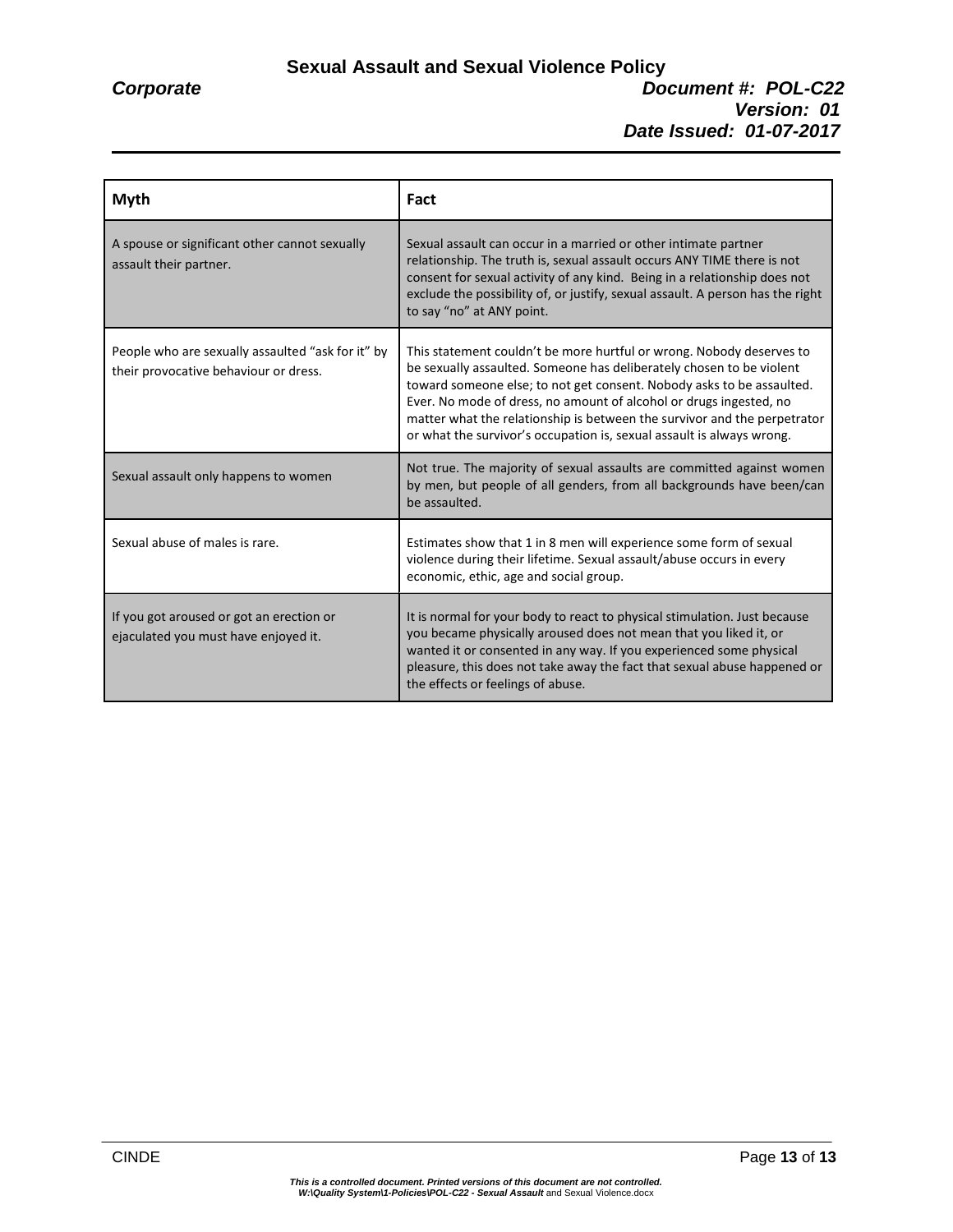| Myth | Fact |
|---|---|
| A spouse or significant other cannot sexually assault their partner. | Sexual assault can occur in a married or other intimate partner relationship. The truth is, sexual assault occurs ANY TIME there is not consent for sexual activity of any kind. Being in a relationship does not exclude the possibility of, or justify, sexual assault. A person has the right to say "no" at ANY point. |
| People who are sexually assaulted "ask for it" by their provocative behaviour or dress. | This statement couldn't be more hurtful or wrong. Nobody deserves to be sexually assaulted. Someone has deliberately chosen to be violent toward someone else; to not get consent. Nobody asks to be assaulted. Ever. No mode of dress, no amount of alcohol or drugs ingested, no matter what the relationship is between the survivor and the perpetrator or what the survivor's occupation is, sexual assault is always wrong. |
| Sexual assault only happens to women | Not true. The majority of sexual assaults are committed against women by men, but people of all genders, from all backgrounds have been/can be assaulted. |
| Sexual abuse of males is rare. | Estimates show that 1 in 8 men will experience some form of sexual violence during their lifetime. Sexual assault/abuse occurs in every economic, ethic, age and social group. |
| If you got aroused or got an erection or ejaculated you must have enjoyed it. | It is normal for your body to react to physical stimulation. Just because you became physically aroused does not mean that you liked it, or wanted it or consented in any way. If you experienced some physical pleasure, this does not take away the fact that sexual abuse happened or the effects or feelings of abuse. |